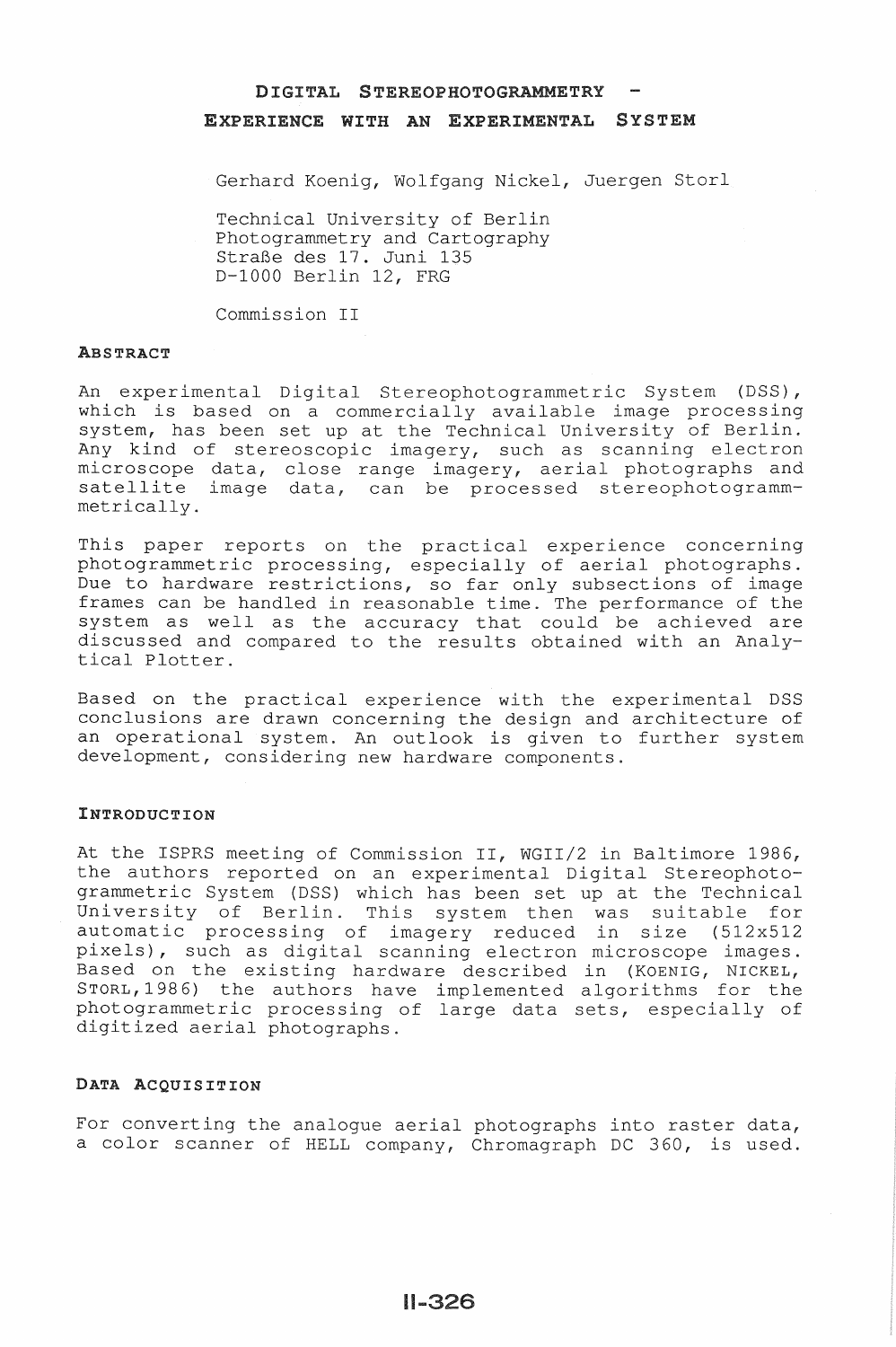# DIGITAL STEREOPHOTOGRAMMETRY - EXPERIENCE WITH AN EXPERIMENTAL SYSTEM

Gerhard Koenig, Wolfgang Nickel, Juergen Storl

Technical University of Berlin
Photogrammetry and Cartography
Straße des 17. Juni 135
D-1000 Berlin 12, FRG

Commission II

## ABSTRACT

An experimental Digital Stereophotogrammetric System (DSS), which is based on a commercially available image processing system, has been set up at the Technical University of Berlin. Any kind of stereoscopic imagery, such as scanning electron microscope data, close range imagery, aerial photographs and satellite image data, can be processed stereophotogrammmetrically.

This paper reports on the practical experience concerning photogrammetric processing, especially of aerial photographs. Due to hardware restrictions, so far only subsections of image frames can be handled in reasonable time. The performance of the system as well as the accuracy that could be achieved are discussed and compared to the results obtained with an Analytical Plotter.

Based on the practical experience with the experimental DSS conclusions are drawn concerning the design and architecture of an operational system. An outlook is given to further system development, considering new hardware components.

## INTRODUCTION

At the ISPRS meeting of Commission II, WGII/2 in Baltimore 1986, the authors reported on an experimental Digital Stereophotogrammetric System (DSS) which has been set up at the Technical University of Berlin. This system then was suitable for automatic processing of imagery reduced in size (512x512 pixels), such as digital scanning electron microscope images. Based on the existing hardware described in (KOENIG, NICKEL, STORL, 1986) the authors have implemented algorithms for the photogrammetric processing of large data sets, especially of digitized aerial photographs.

## DATA ACQUISITION

For converting the analogue aerial photographs into raster data, a color scanner of HELL company, Chromagraph DC 360, is used.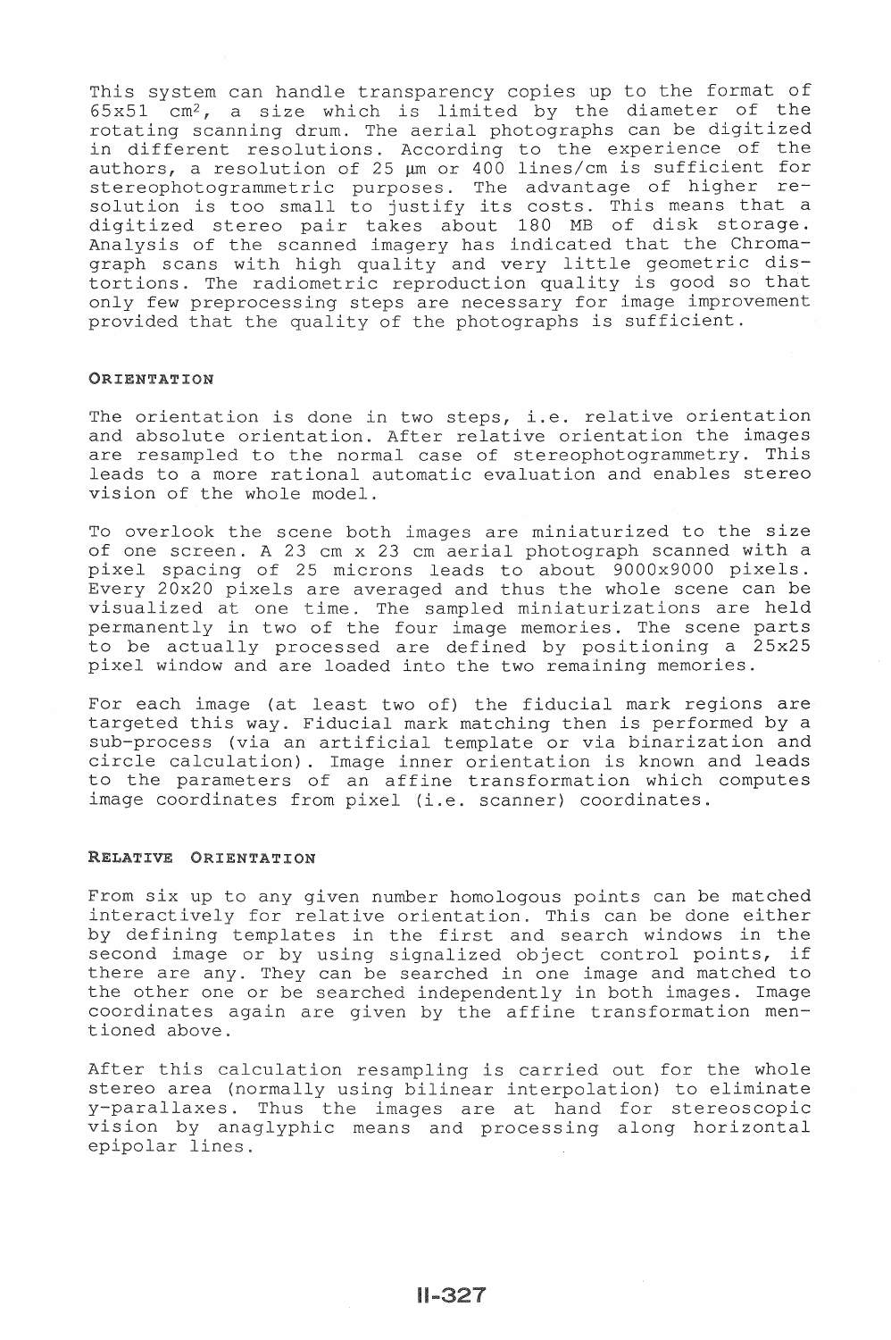This system can handle transparency copies up to the format of 65x51 $cm^2$, a size which is limited by the diameter of the rotating scanning drum. The aerial photographs can be digitized in different resolutions. According to the experience of the authors, a resolution of 25 µm or 400 lines/cm is sufficient for stereophotogrammetric purposes. The advantage of higher resolution is too small to justify its costs. This means that a digitized stereo pair takes about 180 MB of disk storage. Analysis of the scanned imagery has indicated that the Chromagraph scans with high quality and very little geometric distortions. The radiometric reproduction quality is good so that only few preprocessing steps are necessary for image improvement provided that the quality of the photographs is sufficient.

## ORIENTATION

The orientation is done in two steps, i.e. relative orientation and absolute orientation. After relative orientation the images are resampled to the normal case of stereophotogrammetry. This leads to a more rational automatic evaluation and enables stereo vision of the whole model.

To overlook the scene both images are miniaturized to the size of one screen. A 23 cm x 23 cm aerial photograph scanned with a pixel spacing of 25 microns leads to about 9000x9000 pixels. Every 20x20 pixels are averaged and thus the whole scene can be visualized at one time. The sampled miniaturizations are held permanently in two of the four image memories. The scene parts to be actually processed are defined by positioning a 25x25 pixel window and are loaded into the two remaining memories.

For each image (at least two of) the fiducial mark regions are targeted this way. Fiducial mark matching then is performed by a sub-process (via an artificial template or via binarization and circle calculation). Image inner orientation is known and leads to the parameters of an affine transformation which computes image coordinates from pixel (i.e. scanner) coordinates.

## RELATIVE ORIENTATION

From six up to any given number homologous points can be matched interactively for relative orientation. This can be done either by defining templates in the first and search windows in the second image or by using signalized object control points, if there are any. They can be searched in one image and matched to the other one or be searched independently in both images. Image coordinates again are given by the affine transformation mentioned above.

After this calculation resampling is carried out for the whole stereo area (normally using bilinear interpolation) to eliminate y-parallaxes. Thus the images are at hand for stereoscopic vision by anaglyphic means and processing along horizontal epipolar lines.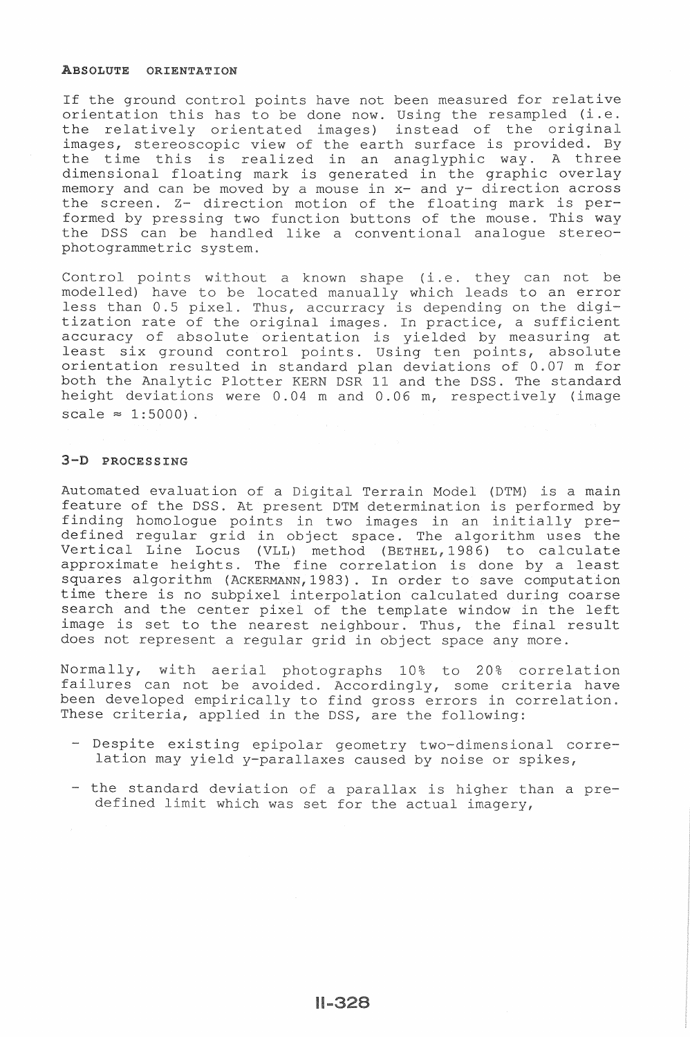## Absolute Orientation

If the ground control points have not been measured for relative orientation this has to be done now. Using the resampled (i.e. the relatively orientated images) instead of the original images, stereoscopic view of the earth surface is provided. By the time this is realized in an anaglyphic way. A three dimensional floating mark is generated in the graphic overlay memory and can be moved by a mouse in x- and y- direction across the screen. Z- direction motion of the floating mark is performed by pressing two function buttons of the mouse. This way the DSS can be handled like a conventional analogue stereophotogrammetric system.

Control points without a known shape (i.e. they can not be modelled) have to be located manually which leads to an error less than 0.5 pixel. Thus, accurracy is depending on the digitization rate of the original images. In practice, a sufficient accuracy of absolute orientation is yielded by measuring at least six ground control points. Using ten points, absolute orientation resulted in standard plan deviations of 0.07 m for both the Analytic Plotter KERN DSR 11 and the DSS. The standard height deviations were 0.04 m and 0.06 m, respectively (image scale ≈ 1:5000).

## 3-D Processing

Automated evaluation of a Digital Terrain Model (DTM) is a main feature of the DSS. At present DTM determination is performed by finding homologue points in two images in an initially predefined regular grid in object space. The algorithm uses the Vertical Line Locus (VLL) method (BETHEL, 1986) to calculate approximate heights. The fine correlation is done by a least squares algorithm (ACKERMANN, 1983). In order to save computation time there is no subpixel interpolation calculated during coarse search and the center pixel of the template window in the left image is set to the nearest neighbour. Thus, the final result does not represent a regular grid in object space any more.

Normally, with aerial photographs 10% to 20% correlation failures can not be avoided. Accordingly, some criteria have been developed empirically to find gross errors in correlation. These criteria, applied in the DSS, are the following:

- Despite existing epipolar geometry two-dimensional correlation may yield y-parallaxes caused by noise or spikes,
- the standard deviation of a parallax is higher than a predefined limit which was set for the actual imagery,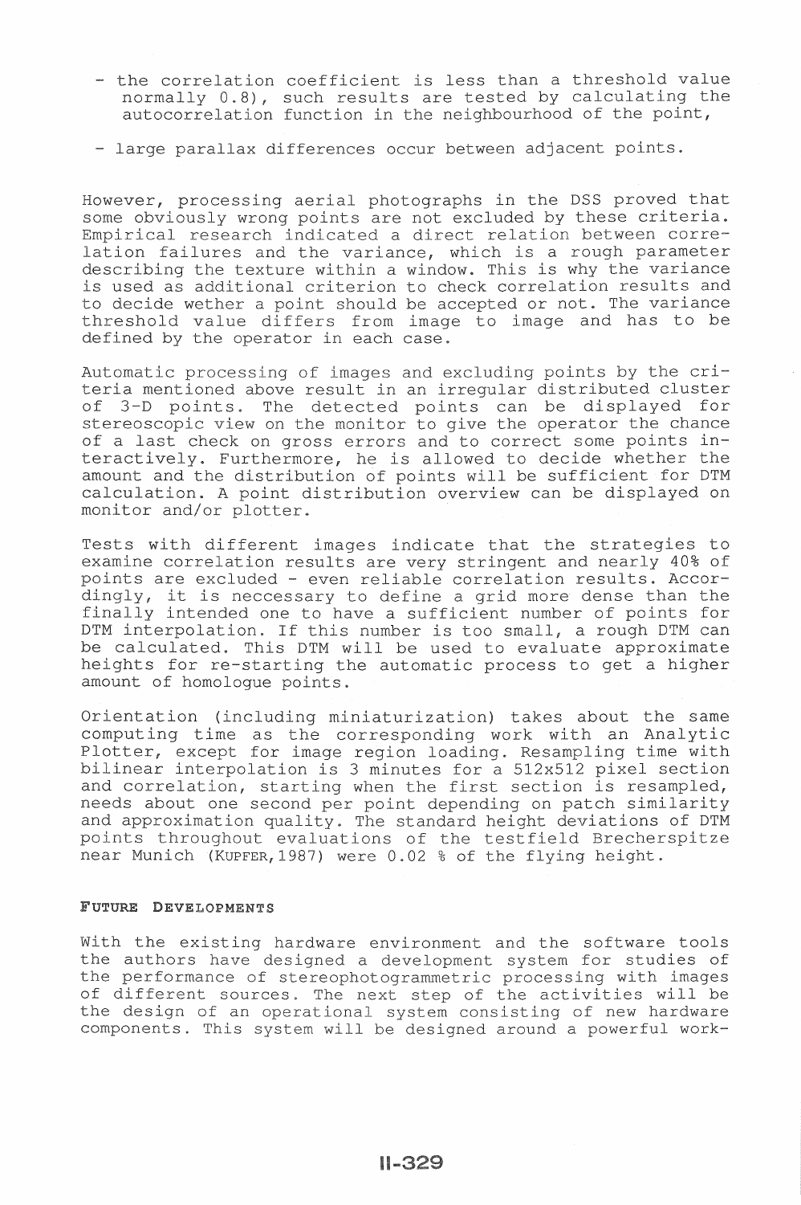- the correlation coefficient is less than a threshold value normally 0.8), such results are tested by calculating the autocorrelation function in the neighbourhood of the point,

- large parallax differences occur between adjacent points.

However, processing aerial photographs in the DSS proved that some obviously wrong points are not excluded by these criteria. Empirical research indicated a direct relation between correlation failures and the variance, which is a rough parameter describing the texture within a window. This is why the variance is used as additional criterion to check correlation results and to decide wether a point should be accepted or not. The variance threshold value differs from image to image and has to be defined by the operator in each case.

Automatic processing of images and excluding points by the criteria mentioned above result in an irregular distributed cluster of 3-D points. The detected points can be displayed for stereoscopic view on the monitor to give the operator the chance of a last check on gross errors and to correct some points interactively. Furthermore, he is allowed to decide whether the amount and the distribution of points will be sufficient for DTM calculation. A point distribution overview can be displayed on monitor and/or plotter.

Tests with different images indicate that the strategies to examine correlation results are very stringent and nearly 40% of points are excluded - even reliable correlation results. Accordingly, it is neccessary to define a grid more dense than the finally intended one to have a sufficient number of points for DTM interpolation. If this number is too small, a rough DTM can be calculated. This DTM will be used to evaluate approximate heights for re-starting the automatic process to get a higher amount of homologue points.

Orientation (including miniaturization) takes about the same computing time as the corresponding work with an Analytic Plotter, except for image region loading. Resampling time with bilinear interpolation is 3 minutes for a 512x512 pixel section and correlation, starting when the first section is resampled, needs about one second per point depending on patch similarity and approximation quality. The standard height deviations of DTM points throughout evaluations of the testfield Brecherspitze near Munich (KUPFER, 1987) were 0.02 % of the flying height.

## FUTURE DEVELOPMENTS

With the existing hardware environment and the software tools the authors have designed a development system for studies of the performance of stereophotogrammetric processing with images of different sources. The next step of the activities will be the design of an operational system consisting of new hardware components. This system will be designed around a powerful work-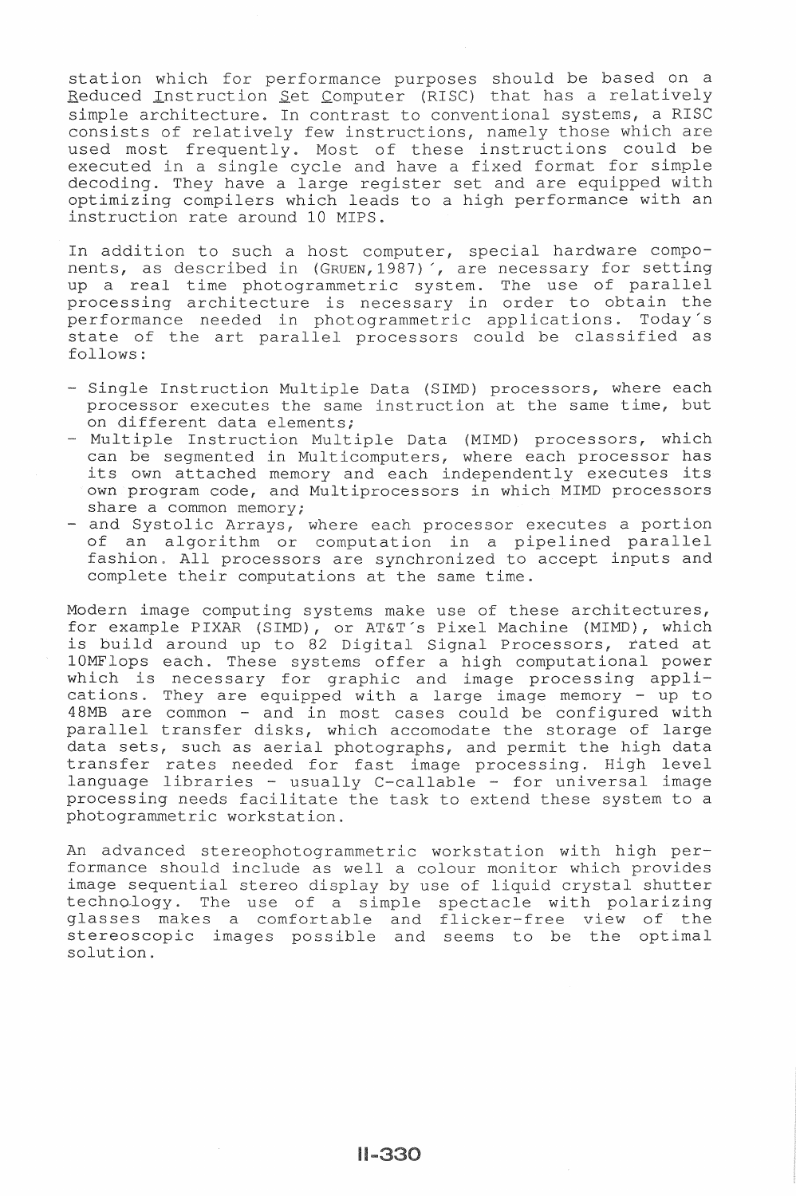station which for performance purposes should be based on a Reduced Instruction Set Computer (RISC) that has a relatively simple architecture. In contrast to conventional systems, a RISC consists of relatively few instructions, namely those which are used most frequently. Most of these instructions could be executed in a single cycle and have a fixed format for simple decoding. They have a large register set and are equipped with optimizing compilers which leads to a high performance with an instruction rate around 10 MIPS.

In addition to such a host computer, special hardware components, as described in (GRUEN,1987)´, are necessary for setting up a real time photogrammetric system. The use of parallel processing architecture is necessary in order to obtain the performance needed in photogrammetric applications. Today´s state of the art parallel processors could be classified as follows:

- Single Instruction Multiple Data (SIMD) processors, where each processor executes the same instruction at the same time, but on different data elements;
- Multiple Instruction Multiple Data (MIMD) processors, which can be segmented in Multicomputers, where each processor has its own attached memory and each independently executes its own program code, and Multiprocessors in which MIMD processors share a common memory;
- and Systolic Arrays, where each processor executes a portion of an algorithm or computation in a pipelined parallel fashion. All processors are synchronized to accept inputs and complete their computations at the same time.

Modern image computing systems make use of these architectures, for example PIXAR (SIMD), or AT&T´s Pixel Machine (MIMD), which is build around up to 82 Digital Signal Processors, rated at 10MFlops each. These systems offer a high computational power which is necessary for graphic and image processing applications. They are equipped with a large image memory - up to 48MB are common - and in most cases could be configured with parallel transfer disks, which accomodate the storage of large data sets, such as aerial photographs, and permit the high data transfer rates needed for fast image processing. High level language libraries - usually C-callable - for universal image processing needs facilitate the task to extend these system to a photogrammetric workstation.

An advanced stereophotogrammetric workstation with high performance should include as well a colour monitor which provides image sequential stereo display by use of liquid crystal shutter technology. The use of a simple spectacle with polarizing glasses makes a comfortable and flicker-free view of the stereoscopic images possible and seems to be the optimal solution.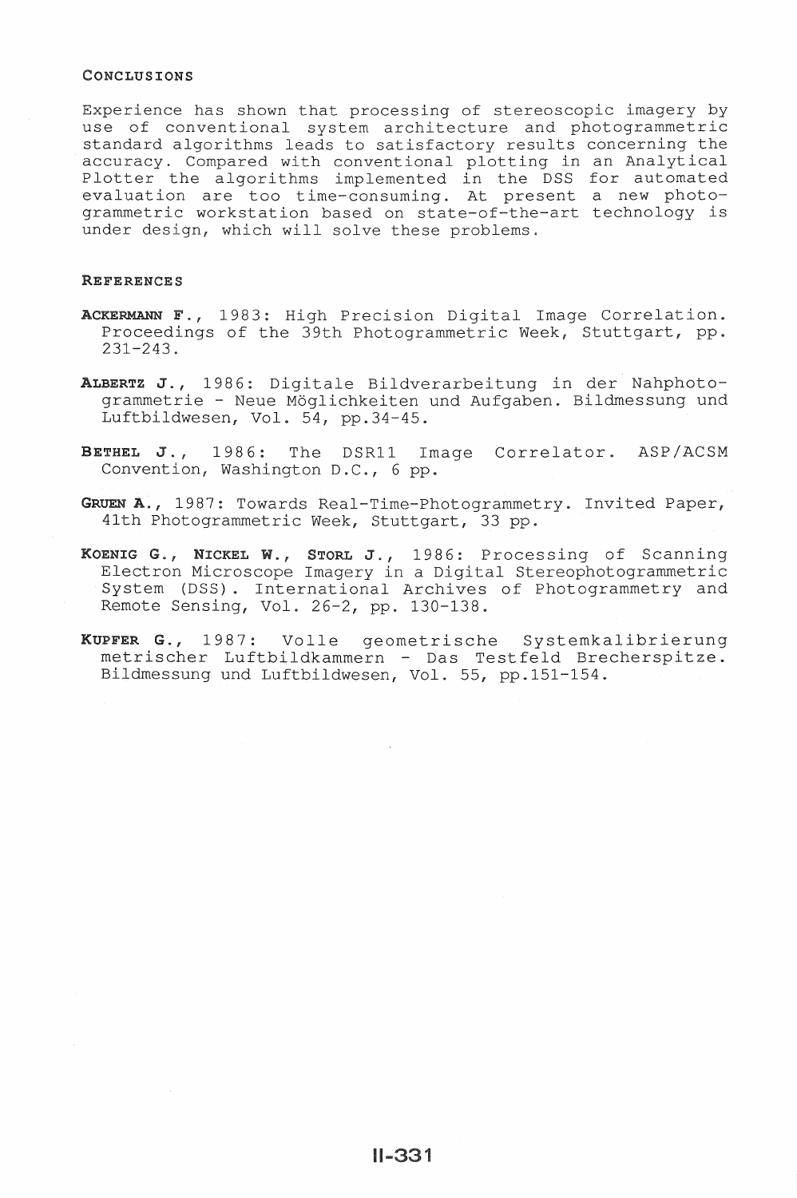## Conclusions

Experience has shown that processing of stereoscopic imagery by use of conventional system architecture and photogrammetric standard algorithms leads to satisfactory results concerning the accuracy. Compared with conventional plotting in an Analytical Plotter the algorithms implemented in the DSS for automated evaluation are too time-consuming. At present a new photogrammetric workstation based on state-of-the-art technology is under design, which will solve these problems.

## References

**Ackermann F.**, 1983: High Precision Digital Image Correlation. Proceedings of the 39th Photogrammetric Week, Stuttgart, pp. 231-243.

**Albertz J.**, 1986: Digitale Bildverarbeitung in der Nahphotogrammetrie - Neue Möglichkeiten und Aufgaben. Bildmessung und Luftbildwesen, Vol. 54, pp.34-45.

**Bethel J.**, 1986: The DSR11 Image Correlator. ASP/ACSM Convention, Washington D.C., 6 pp.

**Gruen A.**, 1987: Towards Real-Time-Photogrammetry. Invited Paper, 41th Photogrammetric Week, Stuttgart, 33 pp.

**Koenig G., Nickel W., Storl J.**, 1986: Processing of Scanning Electron Microscope Imagery in a Digital Stereophotogrammetric System (DSS). International Archives of Photogrammetry and Remote Sensing, Vol. 26-2, pp. 130-138.

**Kupfer G.**, 1987: Volle geometrische Systemkalibrierung metrischer Luftbildkammern - Das Testfeld Brecherspitze. Bildmessung und Luftbildwesen, Vol. 55, pp.151-154.